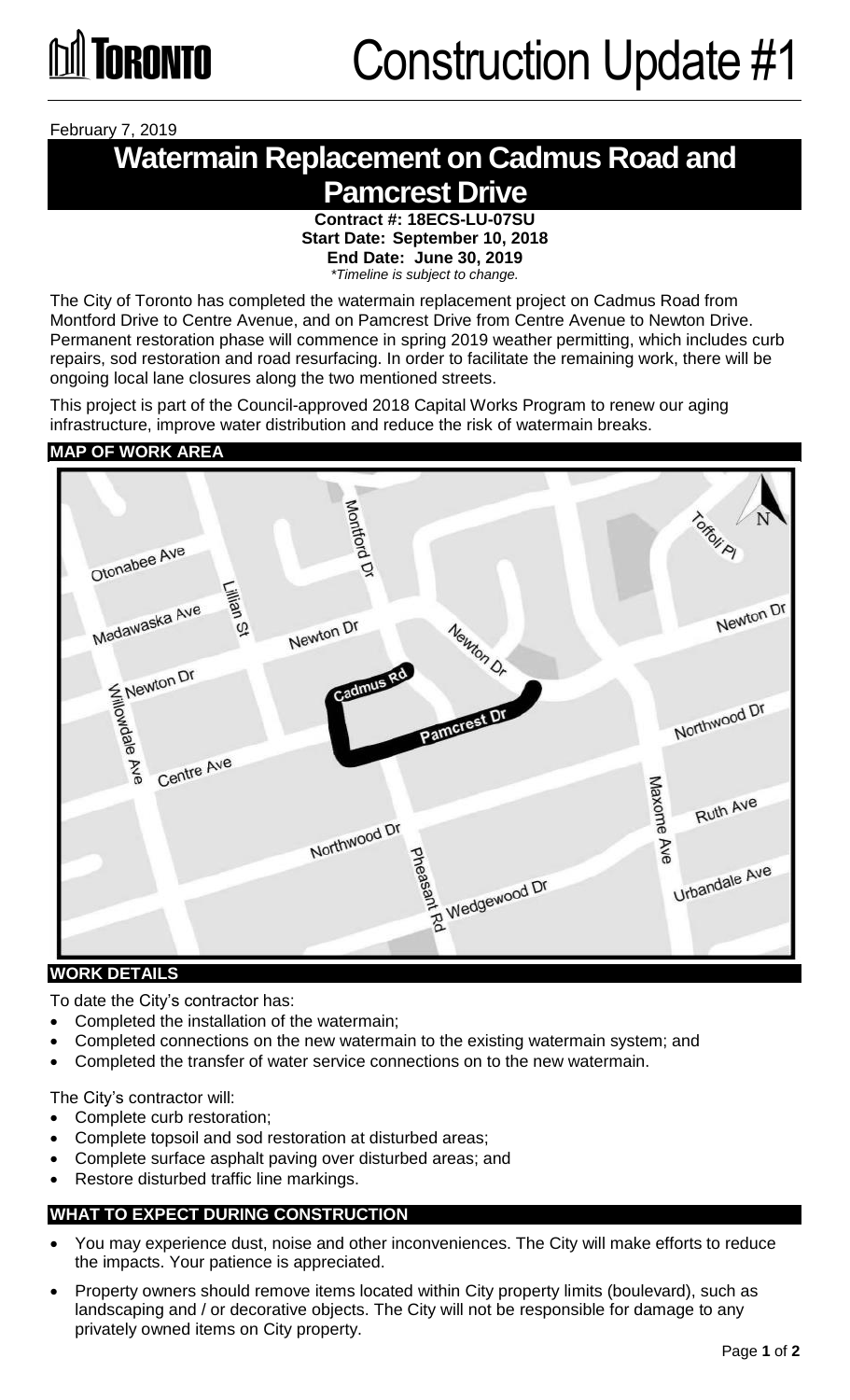# Construction Update #1

February 7, 2019

## Watermain Replacement on Cadmus Road and Pamcrest Drive

**Contract #: 18ECS-LU-07SU**
**Start Date: September 10, 2018**
**End Date: June 30, 2019**
*\*Timeline is subject to change.*

The City of Toronto has completed the watermain replacement project on Cadmus Road from Montford Drive to Centre Avenue, and on Pamcrest Drive from Centre Avenue to Newton Drive. Permanent restoration phase will commence in spring 2019 weather permitting, which includes curb repairs, sod restoration and road resurfacing. In order to facilitate the remaining work, there will be ongoing local lane closures along the two mentioned streets.

This project is part of the Council-approved 2018 Capital Works Program to renew our aging infrastructure, improve water distribution and reduce the risk of watermain breaks.

### MAP OF WORK AREA

### WORK DETAILS

To date the City's contractor has:

- Completed the installation of the watermain;
- Completed connections on the new watermain to the existing watermain system; and
- Completed the transfer of water service connections on to the new watermain.

The City's contractor will:

- Complete curb restoration;
- Complete topsoil and sod restoration at disturbed areas;
- Complete surface asphalt paving over disturbed areas; and
- Restore disturbed traffic line markings.

### WHAT TO EXPECT DURING CONSTRUCTION

- You may experience dust, noise and other inconveniences. The City will make efforts to reduce the impacts. Your patience is appreciated.
- Property owners should remove items located within City property limits (boulevard), such as landscaping and / or decorative objects. The City will not be responsible for damage to any privately owned items on City property.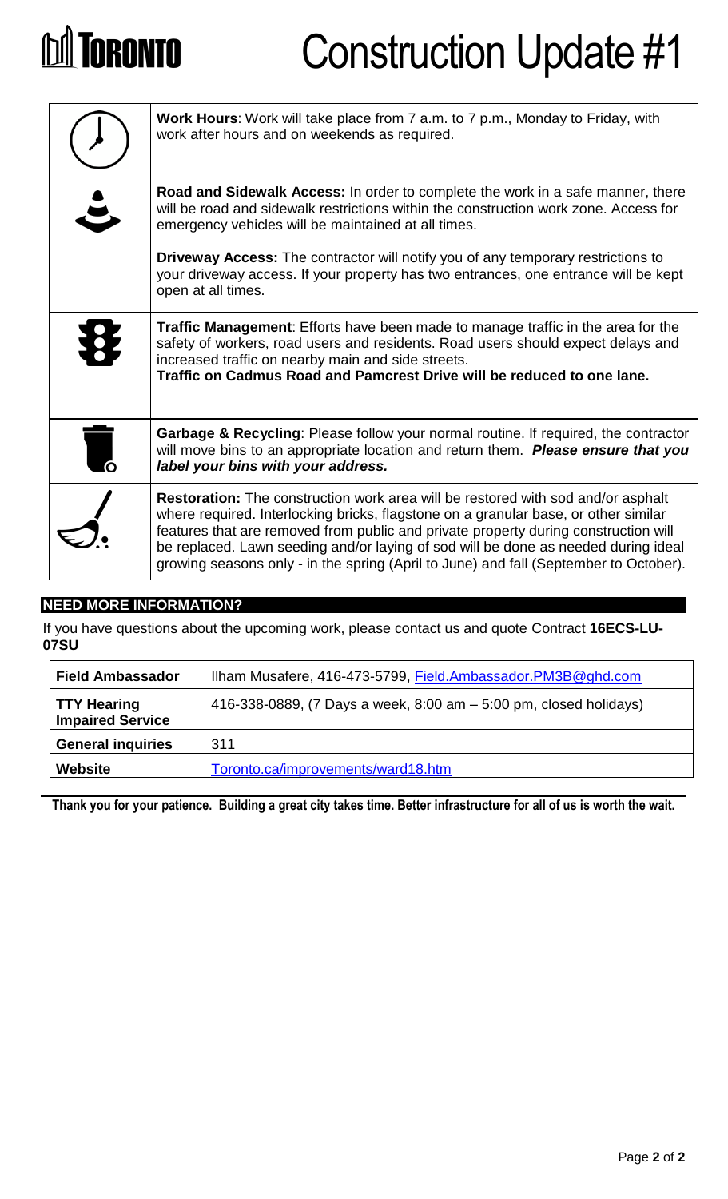# Construction Update #1

| | |
|---|---|
| | **Work Hours**: Work will take place from 7 a.m. to 7 p.m., Monday to Friday, with work after hours and on weekends as required. |
| | **Road and Sidewalk Access:** In order to complete the work in a safe manner, there will be road and sidewalk restrictions within the construction work zone. Access for emergency vehicles will be maintained at all times. **Driveway Access:** The contractor will notify you of any temporary restrictions to your driveway access. If your property has two entrances, one entrance will be kept open at all times. |
| | **Traffic Management**: Efforts have been made to manage traffic in the area for the safety of workers, road users and residents. Road users should expect delays and increased traffic on nearby main and side streets. **Traffic on Cadmus Road and Pamcrest Drive will be reduced to one lane.** |
| | **Garbage & Recycling**: Please follow your normal routine. If required, the contractor will move bins to an appropriate location and return them. ***Please ensure that you label your bins with your address.*** |
| | **Restoration:** The construction work area will be restored with sod and/or asphalt where required. Interlocking bricks, flagstone on a granular base, or other similar features that are removed from public and private property during construction will be replaced. Lawn seeding and/or laying of sod will be done as needed during ideal growing seasons only - in the spring (April to June) and fall (September to October). |

## NEED MORE INFORMATION?

If you have questions about the upcoming work, please contact us and quote Contract **16ECS-LU-07SU**

| | |
|---|---|
| **Field Ambassador** | Ilham Musafere, 416-473-5799, Field.Ambassador.PM3B@ghd.com |
| **TTY Hearing Impaired Service** | 416-338-0889, (7 Days a week, 8:00 am – 5:00 pm, closed holidays) |
| **General inquiries** | 311 |
| **Website** | Toronto.ca/improvements/ward18.htm |

**Thank you for your patience. Building a great city takes time. Better infrastructure for all of us is worth the wait.**